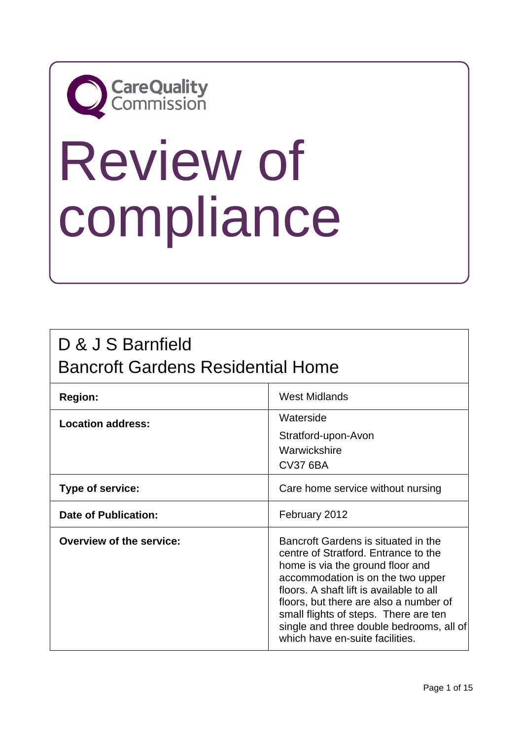Care Quality Commission

# Review of compliance

## D & J S Barnfield
## Bancroft Gardens Residential Home

| | |
|---|---|
| **Region:** | West Midlands |
| **Location address:** | Waterside<br>Stratford-upon-Avon<br>Warwickshire<br>CV37 6BA |
| **Type of service:** | Care home service without nursing |
| **Date of Publication:** | February 2012 |
| **Overview of the service:** | Bancroft Gardens is situated in the centre of Stratford. Entrance to the home is via the ground floor and accommodation is on the two upper floors. A shaft lift is available to all floors, but there are also a number of small flights of steps. There are ten single and three double bedrooms, all of which have en-suite facilities. |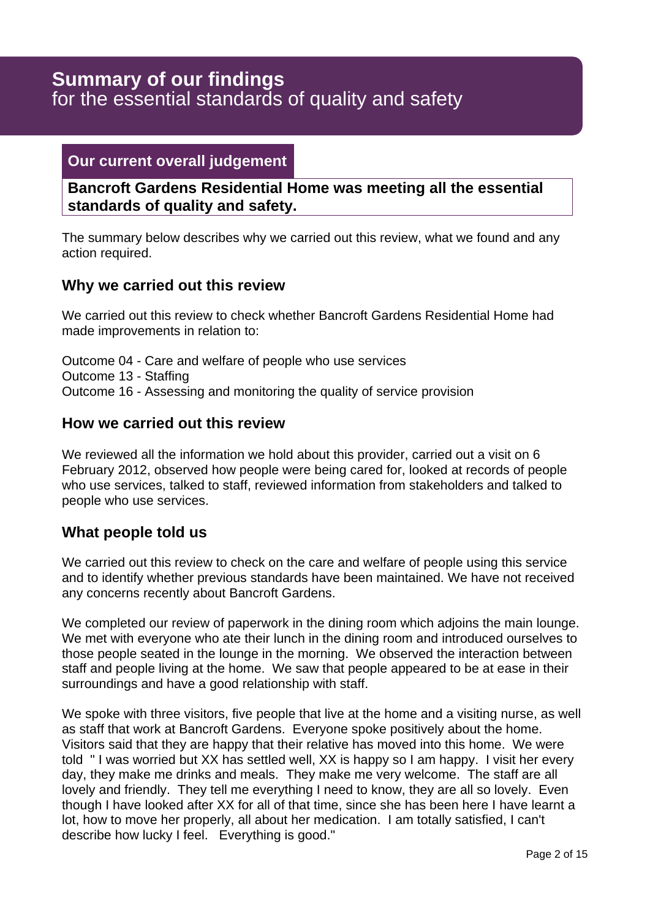# Summary of our findings
for the essential standards of quality and safety

## Our current overall judgement

**Bancroft Gardens Residential Home was meeting all the essential standards of quality and safety.**

The summary below describes why we carried out this review, what we found and any action required.

### Why we carried out this review

We carried out this review to check whether Bancroft Gardens Residential Home had made improvements in relation to:

Outcome 04 - Care and welfare of people who use services
Outcome 13 - Staffing
Outcome 16 - Assessing and monitoring the quality of service provision

### How we carried out this review

We reviewed all the information we hold about this provider, carried out a visit on 6 February 2012, observed how people were being cared for, looked at records of people who use services, talked to staff, reviewed information from stakeholders and talked to people who use services.

### What people told us

We carried out this review to check on the care and welfare of people using this service and to identify whether previous standards have been maintained. We have not received any concerns recently about Bancroft Gardens.

We completed our review of paperwork in the dining room which adjoins the main lounge. We met with everyone who ate their lunch in the dining room and introduced ourselves to those people seated in the lounge in the morning. We observed the interaction between staff and people living at the home. We saw that people appeared to be at ease in their surroundings and have a good relationship with staff.

We spoke with three visitors, five people that live at the home and a visiting nurse, as well as staff that work at Bancroft Gardens. Everyone spoke positively about the home. Visitors said that they are happy that their relative has moved into this home. We were told " I was worried but XX has settled well, XX is happy so I am happy. I visit her every day, they make me drinks and meals. They make me very welcome. The staff are all lovely and friendly. They tell me everything I need to know, they are all so lovely. Even though I have looked after XX for all of that time, since she has been here I have learnt a lot, how to move her properly, all about her medication. I am totally satisfied, I can't describe how lucky I feel. Everything is good."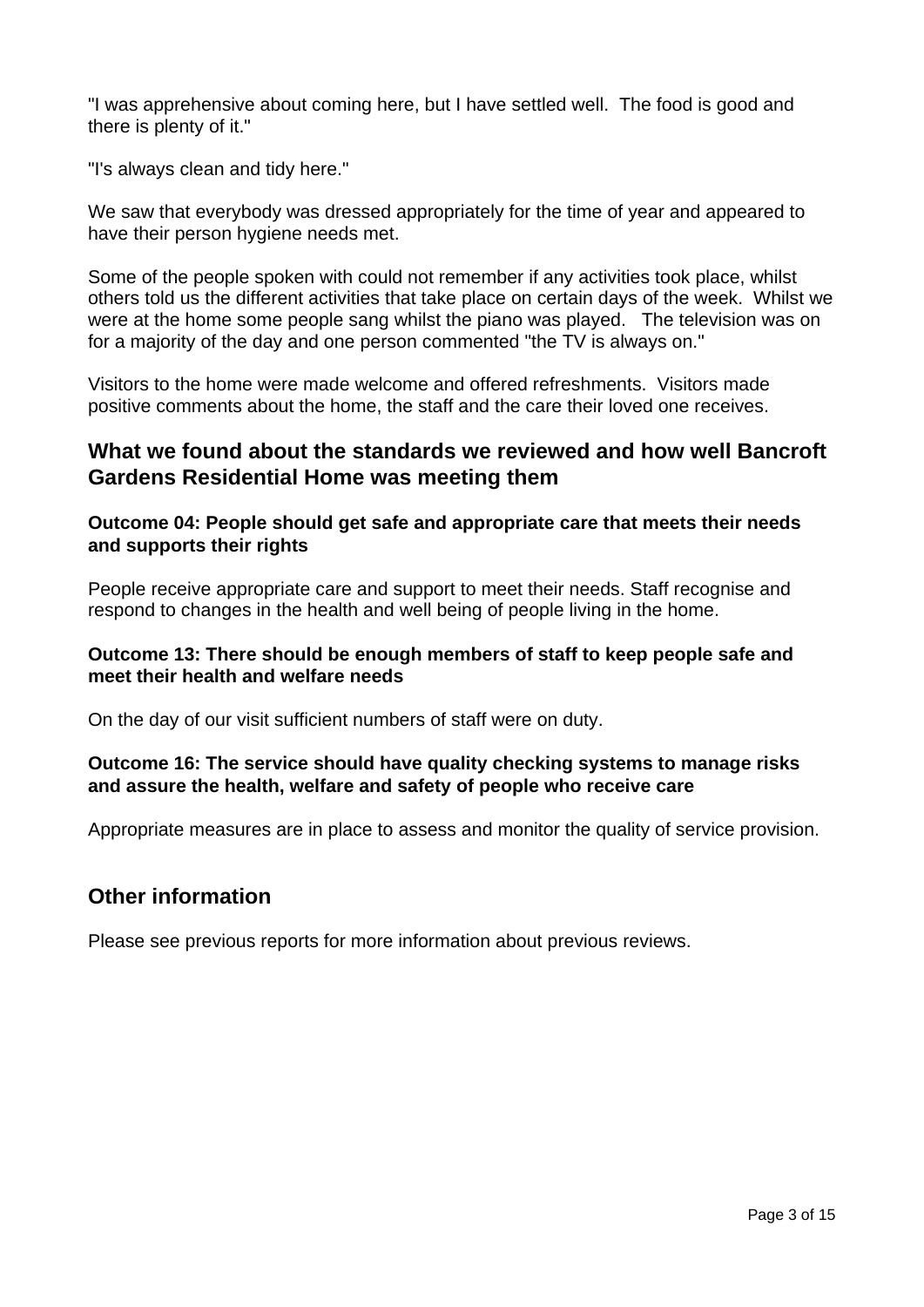"I was apprehensive about coming here, but I have settled well.  The food is good and there is plenty of it."

"I's always clean and tidy here."

We saw that everybody was dressed appropriately for the time of year and appeared to have their person hygiene needs met.

Some of the people spoken with could not remember if any activities took place, whilst others told us the different activities that take place on certain days of the week.  Whilst we were at the home some people sang whilst the piano was played.   The television was on for a majority of the day and one person commented "the TV is always on."

Visitors to the home were made welcome and offered refreshments.  Visitors made positive comments about the home, the staff and the care their loved one receives.

## What we found about the standards we reviewed and how well Bancroft Gardens Residential Home was meeting them

**Outcome 04: People should get safe and appropriate care that meets their needs and supports their rights**

People receive appropriate care and support to meet their needs. Staff recognise and respond to changes in the health and well being of people living in the home.

**Outcome 13: There should be enough members of staff to keep people safe and meet their health and welfare needs**

On the day of our visit sufficient numbers of staff were on duty.

**Outcome 16: The service should have quality checking systems to manage risks and assure the health, welfare and safety of people who receive care**

Appropriate measures are in place to assess and monitor the quality of service provision.

## Other information

Please see previous reports for more information about previous reviews.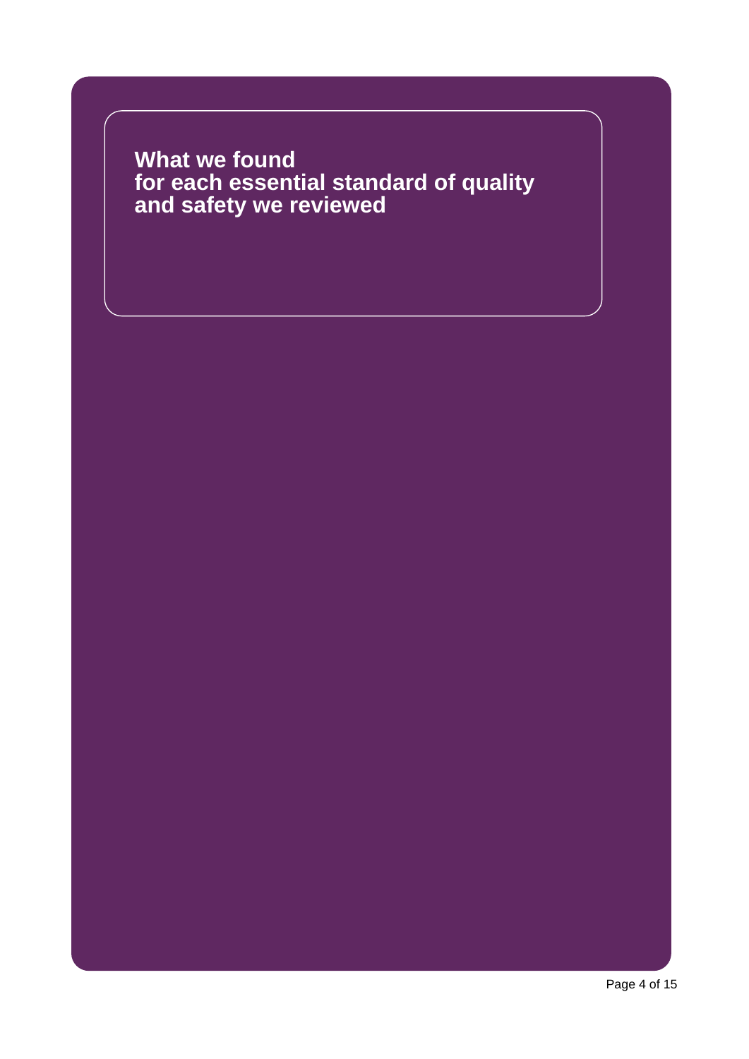# What we found for each essential standard of quality and safety we reviewed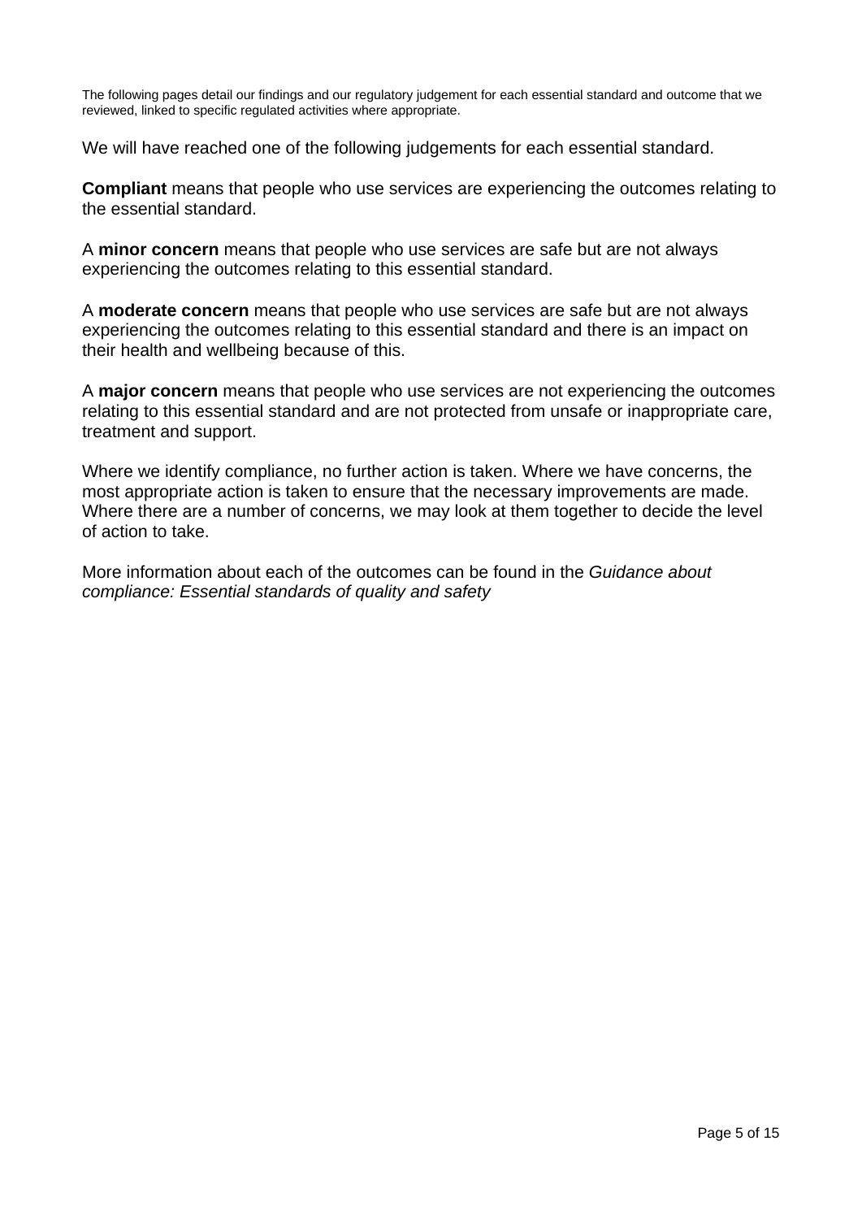The following pages detail our findings and our regulatory judgement for each essential standard and outcome that we reviewed, linked to specific regulated activities where appropriate.

We will have reached one of the following judgements for each essential standard.

**Compliant** means that people who use services are experiencing the outcomes relating to the essential standard.

A **minor concern** means that people who use services are safe but are not always experiencing the outcomes relating to this essential standard.

A **moderate concern** means that people who use services are safe but are not always experiencing the outcomes relating to this essential standard and there is an impact on their health and wellbeing because of this.

A **major concern** means that people who use services are not experiencing the outcomes relating to this essential standard and are not protected from unsafe or inappropriate care, treatment and support.

Where we identify compliance, no further action is taken. Where we have concerns, the most appropriate action is taken to ensure that the necessary improvements are made. Where there are a number of concerns, we may look at them together to decide the level of action to take.

More information about each of the outcomes can be found in the *Guidance about compliance: Essential standards of quality and safety*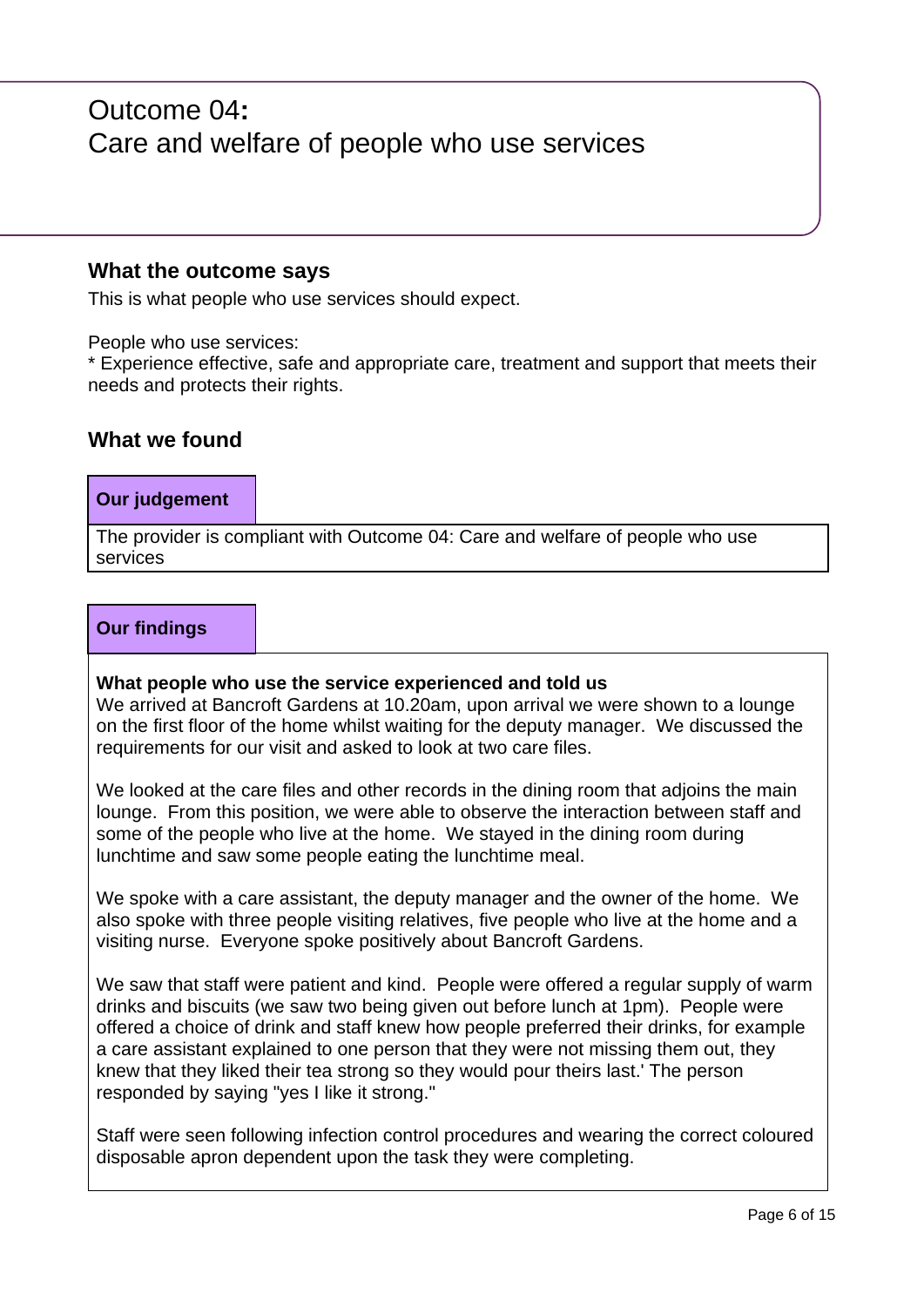# Outcome 04: Care and welfare of people who use services

## What the outcome says

This is what people who use services should expect.

People who use services:
* Experience effective, safe and appropriate care, treatment and support that meets their needs and protects their rights.

## What we found

### Our judgement

The provider is compliant with Outcome 04: Care and welfare of people who use services

### Our findings

**What people who use the service experienced and told us**

We arrived at Bancroft Gardens at 10.20am, upon arrival we were shown to a lounge on the first floor of the home whilst waiting for the deputy manager. We discussed the requirements for our visit and asked to look at two care files.

We looked at the care files and other records in the dining room that adjoins the main lounge. From this position, we were able to observe the interaction between staff and some of the people who live at the home. We stayed in the dining room during lunchtime and saw some people eating the lunchtime meal.

We spoke with a care assistant, the deputy manager and the owner of the home. We also spoke with three people visiting relatives, five people who live at the home and a visiting nurse. Everyone spoke positively about Bancroft Gardens.

We saw that staff were patient and kind. People were offered a regular supply of warm drinks and biscuits (we saw two being given out before lunch at 1pm). People were offered a choice of drink and staff knew how people preferred their drinks, for example a care assistant explained to one person that they were not missing them out, they knew that they liked their tea strong so they would pour theirs last.' The person responded by saying "yes I like it strong."

Staff were seen following infection control procedures and wearing the correct coloured disposable apron dependent upon the task they were completing.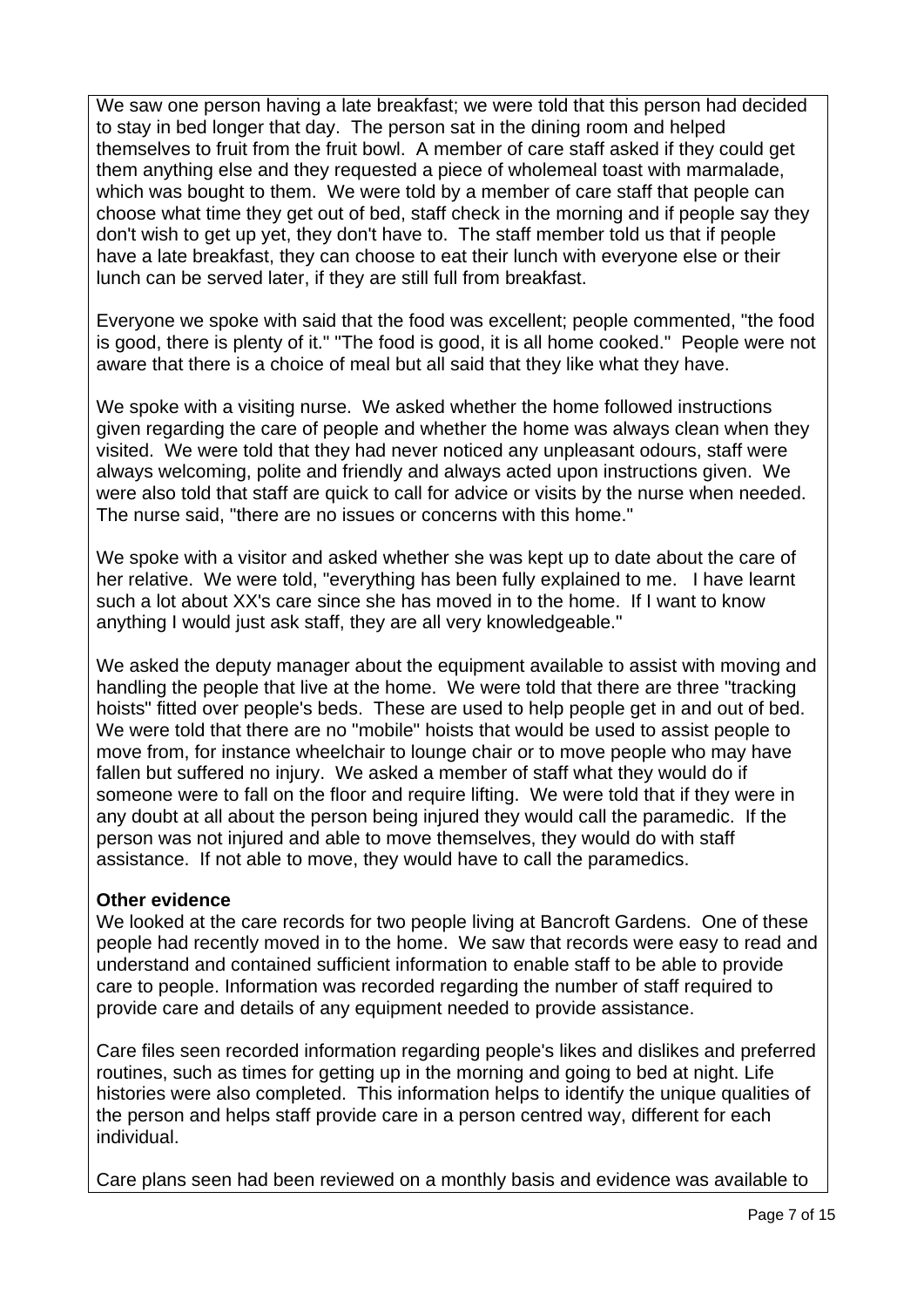We saw one person having a late breakfast; we were told that this person had decided to stay in bed longer that day. The person sat in the dining room and helped themselves to fruit from the fruit bowl. A member of care staff asked if they could get them anything else and they requested a piece of wholemeal toast with marmalade, which was bought to them. We were told by a member of care staff that people can choose what time they get out of bed, staff check in the morning and if people say they don't wish to get up yet, they don't have to. The staff member told us that if people have a late breakfast, they can choose to eat their lunch with everyone else or their lunch can be served later, if they are still full from breakfast.

Everyone we spoke with said that the food was excellent; people commented, "the food is good, there is plenty of it." "The food is good, it is all home cooked." People were not aware that there is a choice of meal but all said that they like what they have.

We spoke with a visiting nurse. We asked whether the home followed instructions given regarding the care of people and whether the home was always clean when they visited. We were told that they had never noticed any unpleasant odours, staff were always welcoming, polite and friendly and always acted upon instructions given. We were also told that staff are quick to call for advice or visits by the nurse when needed. The nurse said, "there are no issues or concerns with this home."

We spoke with a visitor and asked whether she was kept up to date about the care of her relative. We were told, "everything has been fully explained to me. I have learnt such a lot about XX's care since she has moved in to the home. If I want to know anything I would just ask staff, they are all very knowledgeable."

We asked the deputy manager about the equipment available to assist with moving and handling the people that live at the home. We were told that there are three "tracking hoists" fitted over people's beds. These are used to help people get in and out of bed. We were told that there are no "mobile" hoists that would be used to assist people to move from, for instance wheelchair to lounge chair or to move people who may have fallen but suffered no injury. We asked a member of staff what they would do if someone were to fall on the floor and require lifting. We were told that if they were in any doubt at all about the person being injured they would call the paramedic. If the person was not injured and able to move themselves, they would do with staff assistance. If not able to move, they would have to call the paramedics.

**Other evidence**

We looked at the care records for two people living at Bancroft Gardens. One of these people had recently moved in to the home. We saw that records were easy to read and understand and contained sufficient information to enable staff to be able to provide care to people. Information was recorded regarding the number of staff required to provide care and details of any equipment needed to provide assistance.

Care files seen recorded information regarding people's likes and dislikes and preferred routines, such as times for getting up in the morning and going to bed at night. Life histories were also completed. This information helps to identify the unique qualities of the person and helps staff provide care in a person centred way, different for each individual.

Care plans seen had been reviewed on a monthly basis and evidence was available to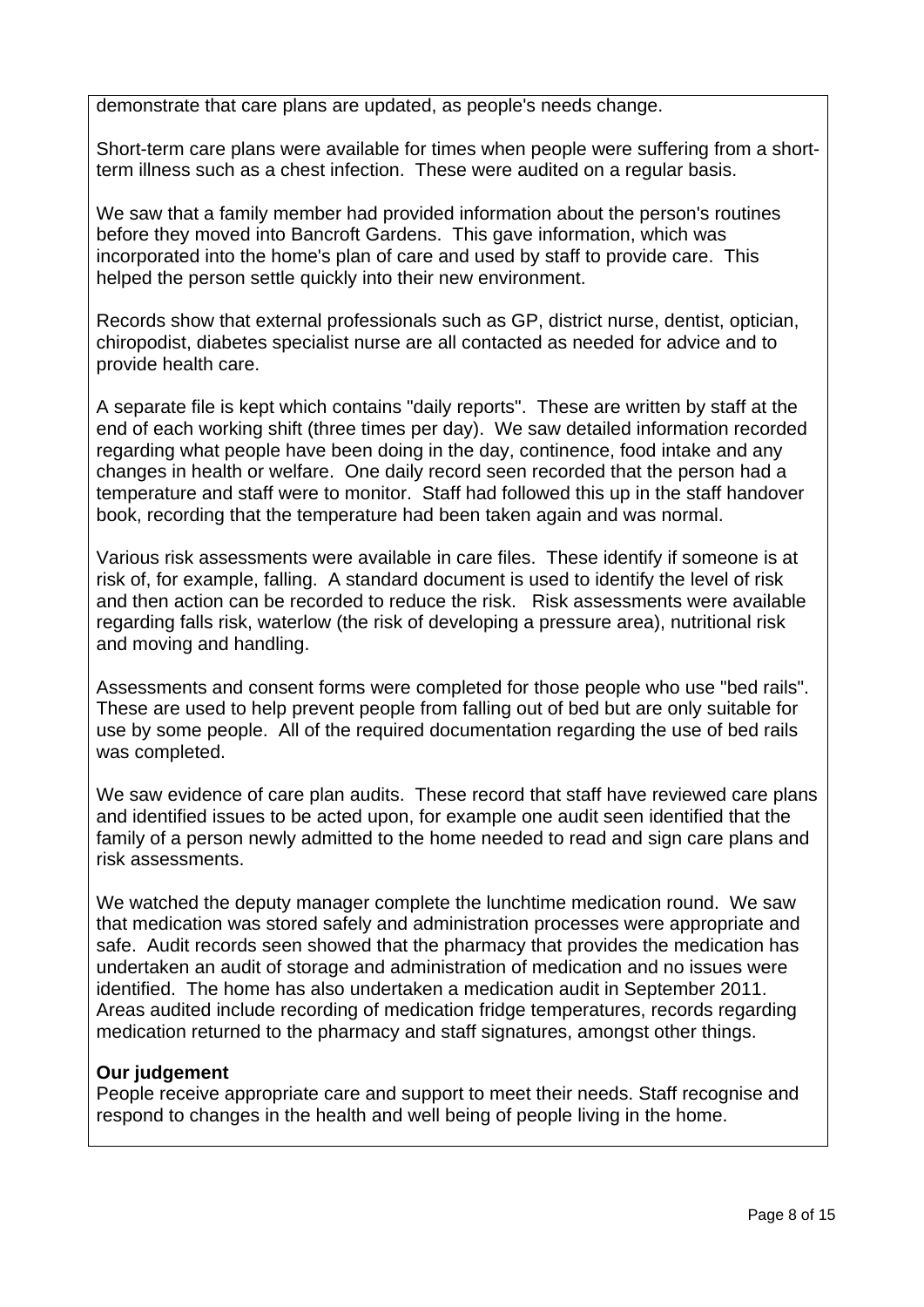demonstrate that care plans are updated, as people's needs change.

Short-term care plans were available for times when people were suffering from a short-term illness such as a chest infection. These were audited on a regular basis.

We saw that a family member had provided information about the person's routines before they moved into Bancroft Gardens. This gave information, which was incorporated into the home's plan of care and used by staff to provide care. This helped the person settle quickly into their new environment.

Records show that external professionals such as GP, district nurse, dentist, optician, chiropodist, diabetes specialist nurse are all contacted as needed for advice and to provide health care.

A separate file is kept which contains "daily reports". These are written by staff at the end of each working shift (three times per day). We saw detailed information recorded regarding what people have been doing in the day, continence, food intake and any changes in health or welfare. One daily record seen recorded that the person had a temperature and staff were to monitor. Staff had followed this up in the staff handover book, recording that the temperature had been taken again and was normal.

Various risk assessments were available in care files. These identify if someone is at risk of, for example, falling. A standard document is used to identify the level of risk and then action can be recorded to reduce the risk. Risk assessments were available regarding falls risk, waterlow (the risk of developing a pressure area), nutritional risk and moving and handling.

Assessments and consent forms were completed for those people who use "bed rails". These are used to help prevent people from falling out of bed but are only suitable for use by some people. All of the required documentation regarding the use of bed rails was completed.

We saw evidence of care plan audits. These record that staff have reviewed care plans and identified issues to be acted upon, for example one audit seen identified that the family of a person newly admitted to the home needed to read and sign care plans and risk assessments.

We watched the deputy manager complete the lunchtime medication round. We saw that medication was stored safely and administration processes were appropriate and safe. Audit records seen showed that the pharmacy that provides the medication has undertaken an audit of storage and administration of medication and no issues were identified. The home has also undertaken a medication audit in September 2011. Areas audited include recording of medication fridge temperatures, records regarding medication returned to the pharmacy and staff signatures, amongst other things.

**Our judgement**

People receive appropriate care and support to meet their needs. Staff recognise and respond to changes in the health and well being of people living in the home.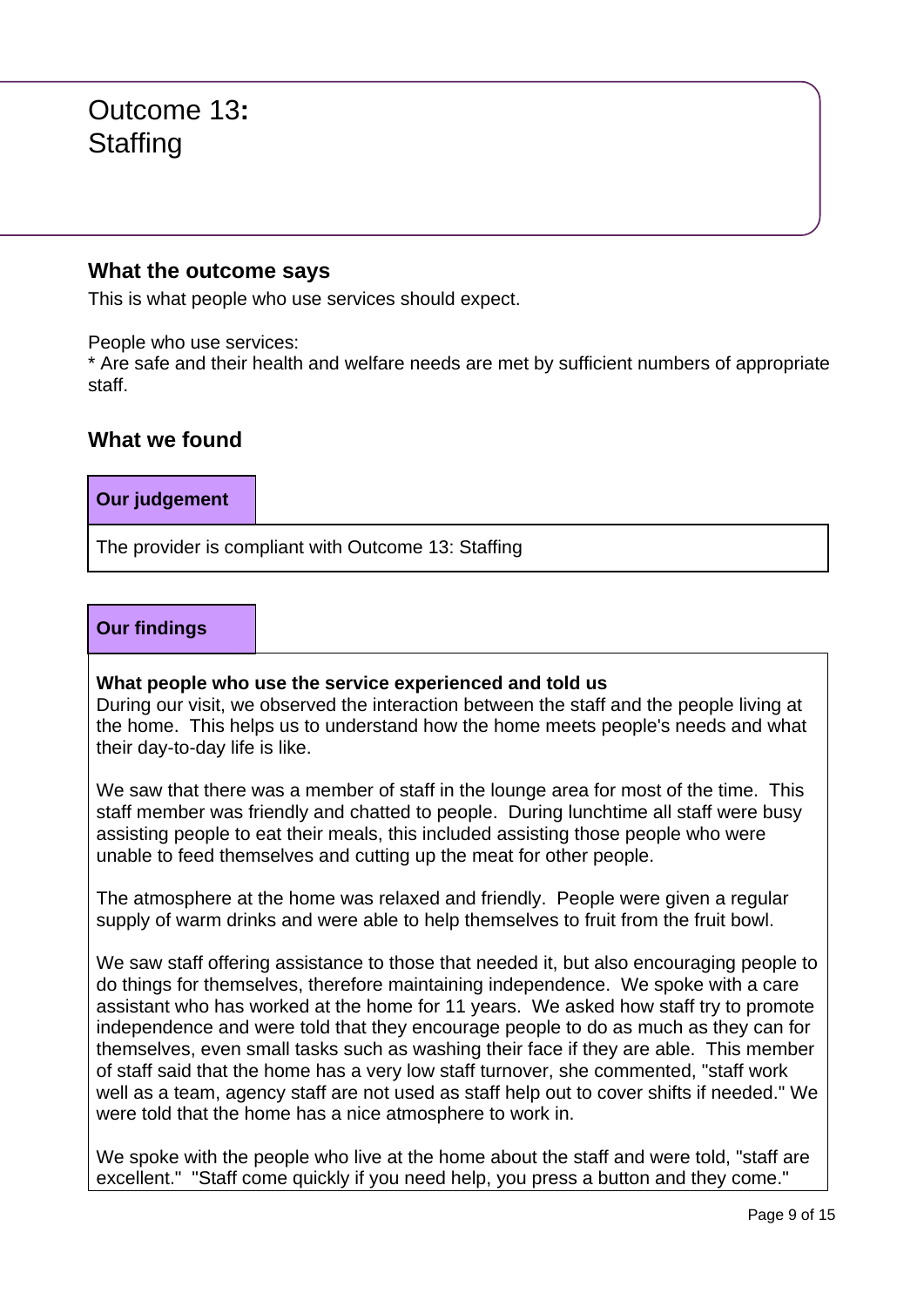# Outcome 13: Staffing

## What the outcome says

This is what people who use services should expect.

People who use services:
* Are safe and their health and welfare needs are met by sufficient numbers of appropriate staff.

## What we found

### Our judgement

The provider is compliant with Outcome 13: Staffing

### Our findings

**What people who use the service experienced and told us**

During our visit, we observed the interaction between the staff and the people living at the home. This helps us to understand how the home meets people's needs and what their day-to-day life is like.

We saw that there was a member of staff in the lounge area for most of the time. This staff member was friendly and chatted to people. During lunchtime all staff were busy assisting people to eat their meals, this included assisting those people who were unable to feed themselves and cutting up the meat for other people.

The atmosphere at the home was relaxed and friendly. People were given a regular supply of warm drinks and were able to help themselves to fruit from the fruit bowl.

We saw staff offering assistance to those that needed it, but also encouraging people to do things for themselves, therefore maintaining independence. We spoke with a care assistant who has worked at the home for 11 years. We asked how staff try to promote independence and were told that they encourage people to do as much as they can for themselves, even small tasks such as washing their face if they are able. This member of staff said that the home has a very low staff turnover, she commented, "staff work well as a team, agency staff are not used as staff help out to cover shifts if needed." We were told that the home has a nice atmosphere to work in.

We spoke with the people who live at the home about the staff and were told, "staff are excellent." "Staff come quickly if you need help, you press a button and they come."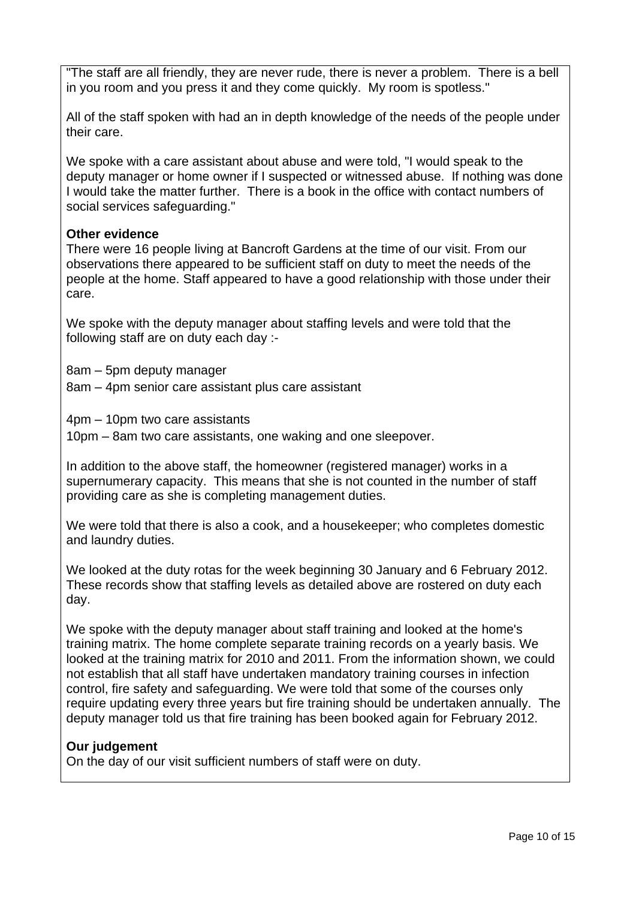"The staff are all friendly, they are never rude, there is never a problem.  There is a bell in you room and you press it and they come quickly.  My room is spotless."

All of the staff spoken with had an in depth knowledge of the needs of the people under their care.

We spoke with a care assistant about abuse and were told, "I would speak to the deputy manager or home owner if I suspected or witnessed abuse.  If nothing was done I would take the matter further.  There is a book in the office with contact numbers of social services safeguarding."

**Other evidence**

There were 16 people living at Bancroft Gardens at the time of our visit. From our observations there appeared to be sufficient staff on duty to meet the needs of the people at the home. Staff appeared to have a good relationship with those under their care.

We spoke with the deputy manager about staffing levels and were told that the following staff are on duty each day :-

8am – 5pm deputy manager

8am – 4pm senior care assistant plus care assistant

4pm – 10pm two care assistants

10pm – 8am two care assistants, one waking and one sleepover.

In addition to the above staff, the homeowner (registered manager) works in a supernumerary capacity.  This means that she is not counted in the number of staff providing care as she is completing management duties.

We were told that there is also a cook, and a housekeeper; who completes domestic and laundry duties.

We looked at the duty rotas for the week beginning 30 January and 6 February 2012. These records show that staffing levels as detailed above are rostered on duty each day.

We spoke with the deputy manager about staff training and looked at the home's training matrix. The home complete separate training records on a yearly basis. We looked at the training matrix for 2010 and 2011. From the information shown, we could not establish that all staff have undertaken mandatory training courses in infection control, fire safety and safeguarding. We were told that some of the courses only require updating every three years but fire training should be undertaken annually.  The deputy manager told us that fire training has been booked again for February 2012.

**Our judgement**

On the day of our visit sufficient numbers of staff were on duty.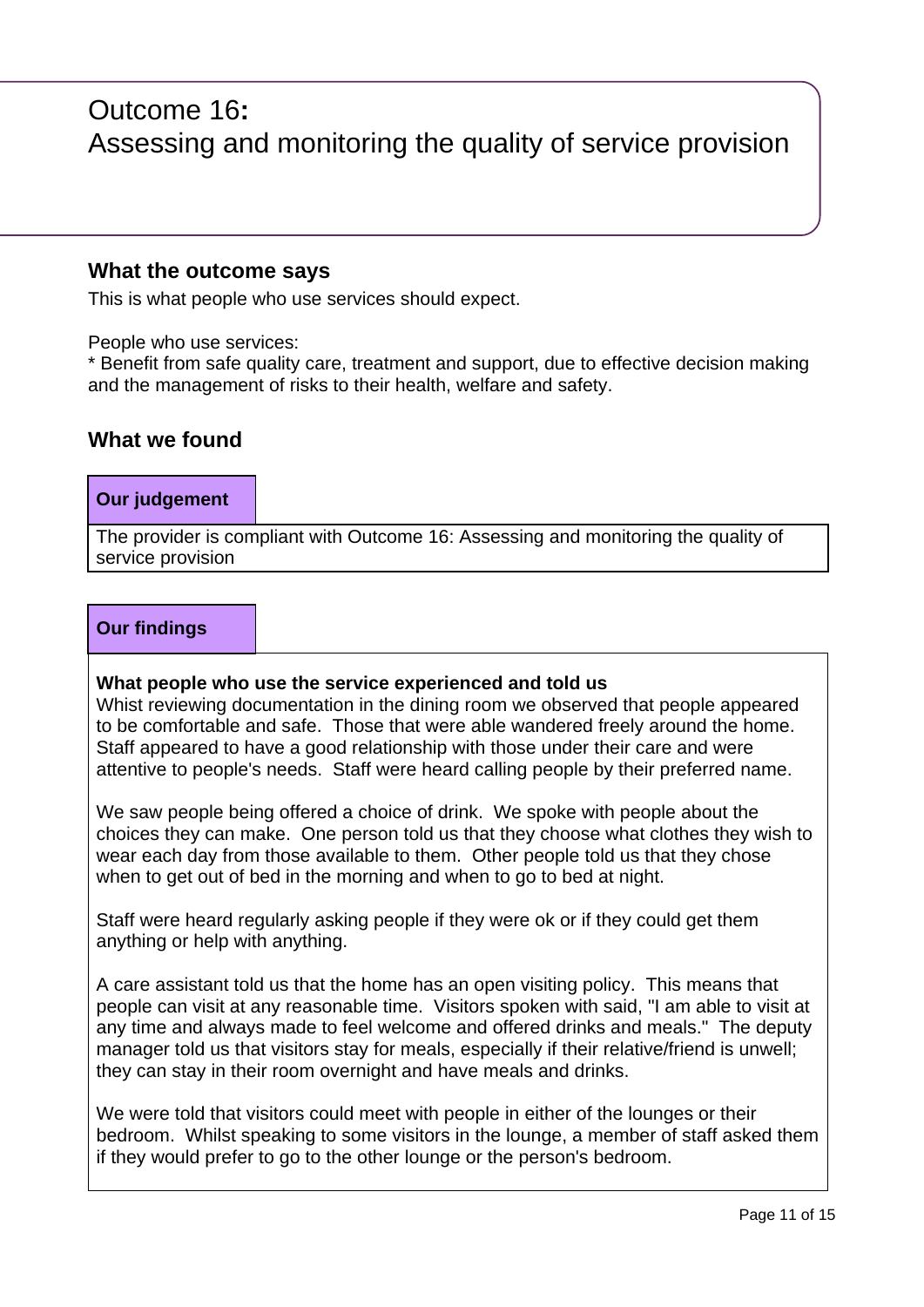# Outcome 16:
# Assessing and monitoring the quality of service provision

## What the outcome says

This is what people who use services should expect.

People who use services:
* Benefit from safe quality care, treatment and support, due to effective decision making and the management of risks to their health, welfare and safety.

## What we found

### Our judgement

The provider is compliant with Outcome 16: Assessing and monitoring the quality of service provision

### Our findings

**What people who use the service experienced and told us**

Whist reviewing documentation in the dining room we observed that people appeared to be comfortable and safe. Those that were able wandered freely around the home. Staff appeared to have a good relationship with those under their care and were attentive to people's needs. Staff were heard calling people by their preferred name.

We saw people being offered a choice of drink. We spoke with people about the choices they can make. One person told us that they choose what clothes they wish to wear each day from those available to them. Other people told us that they chose when to get out of bed in the morning and when to go to bed at night.

Staff were heard regularly asking people if they were ok or if they could get them anything or help with anything.

A care assistant told us that the home has an open visiting policy. This means that people can visit at any reasonable time. Visitors spoken with said, "I am able to visit at any time and always made to feel welcome and offered drinks and meals." The deputy manager told us that visitors stay for meals, especially if their relative/friend is unwell; they can stay in their room overnight and have meals and drinks.

We were told that visitors could meet with people in either of the lounges or their bedroom. Whilst speaking to some visitors in the lounge, a member of staff asked them if they would prefer to go to the other lounge or the person's bedroom.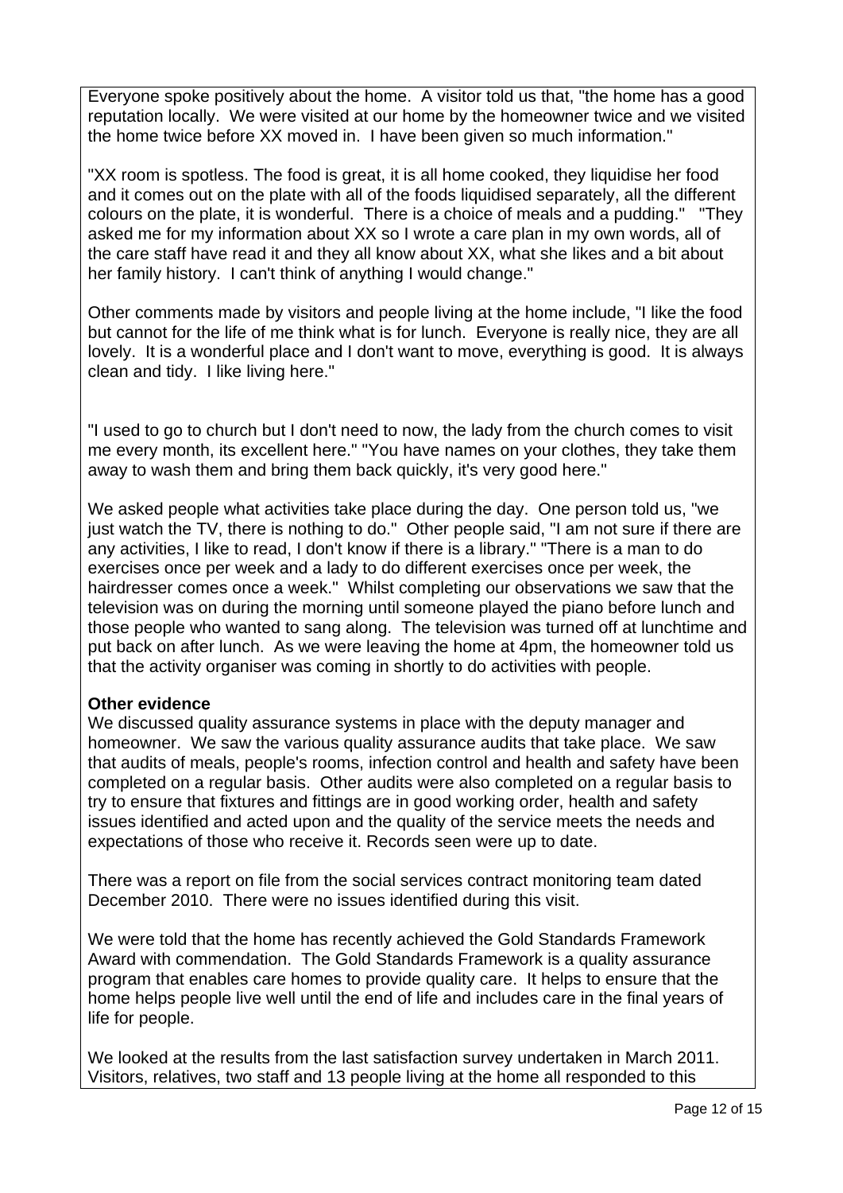Everyone spoke positively about the home. A visitor told us that, "the home has a good reputation locally. We were visited at our home by the homeowner twice and we visited the home twice before XX moved in. I have been given so much information."

"XX room is spotless. The food is great, it is all home cooked, they liquidise her food and it comes out on the plate with all of the foods liquidised separately, all the different colours on the plate, it is wonderful. There is a choice of meals and a pudding." "They asked me for my information about XX so I wrote a care plan in my own words, all of the care staff have read it and they all know about XX, what she likes and a bit about her family history. I can't think of anything I would change."

Other comments made by visitors and people living at the home include, "I like the food but cannot for the life of me think what is for lunch. Everyone is really nice, they are all lovely. It is a wonderful place and I don't want to move, everything is good. It is always clean and tidy. I like living here."

"I used to go to church but I don't need to now, the lady from the church comes to visit me every month, its excellent here." "You have names on your clothes, they take them away to wash them and bring them back quickly, it's very good here."

We asked people what activities take place during the day. One person told us, "we just watch the TV, there is nothing to do." Other people said, "I am not sure if there are any activities, I like to read, I don't know if there is a library." "There is a man to do exercises once per week and a lady to do different exercises once per week, the hairdresser comes once a week." Whilst completing our observations we saw that the television was on during the morning until someone played the piano before lunch and those people who wanted to sang along. The television was turned off at lunchtime and put back on after lunch. As we were leaving the home at 4pm, the homeowner told us that the activity organiser was coming in shortly to do activities with people.

**Other evidence**

We discussed quality assurance systems in place with the deputy manager and homeowner. We saw the various quality assurance audits that take place. We saw that audits of meals, people's rooms, infection control and health and safety have been completed on a regular basis. Other audits were also completed on a regular basis to try to ensure that fixtures and fittings are in good working order, health and safety issues identified and acted upon and the quality of the service meets the needs and expectations of those who receive it. Records seen were up to date.

There was a report on file from the social services contract monitoring team dated December 2010. There were no issues identified during this visit.

We were told that the home has recently achieved the Gold Standards Framework Award with commendation. The Gold Standards Framework is a quality assurance program that enables care homes to provide quality care. It helps to ensure that the home helps people live well until the end of life and includes care in the final years of life for people.

We looked at the results from the last satisfaction survey undertaken in March 2011. Visitors, relatives, two staff and 13 people living at the home all responded to this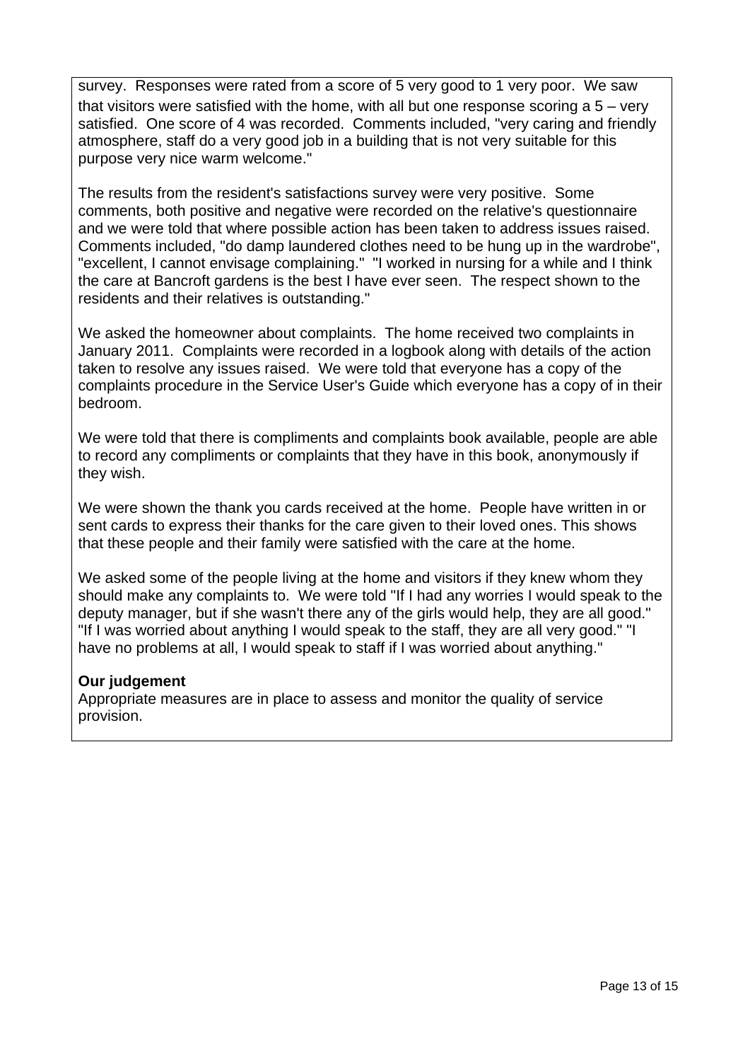survey. Responses were rated from a score of 5 very good to 1 very poor. We saw that visitors were satisfied with the home, with all but one response scoring a 5 – very satisfied. One score of 4 was recorded. Comments included, "very caring and friendly atmosphere, staff do a very good job in a building that is not very suitable for this purpose very nice warm welcome."

The results from the resident's satisfactions survey were very positive. Some comments, both positive and negative were recorded on the relative's questionnaire and we were told that where possible action has been taken to address issues raised. Comments included, "do damp laundered clothes need to be hung up in the wardrobe", "excellent, I cannot envisage complaining." "I worked in nursing for a while and I think the care at Bancroft gardens is the best I have ever seen. The respect shown to the residents and their relatives is outstanding."

We asked the homeowner about complaints. The home received two complaints in January 2011. Complaints were recorded in a logbook along with details of the action taken to resolve any issues raised. We were told that everyone has a copy of the complaints procedure in the Service User's Guide which everyone has a copy of in their bedroom.

We were told that there is compliments and complaints book available, people are able to record any compliments or complaints that they have in this book, anonymously if they wish.

We were shown the thank you cards received at the home. People have written in or sent cards to express their thanks for the care given to their loved ones. This shows that these people and their family were satisfied with the care at the home.

We asked some of the people living at the home and visitors if they knew whom they should make any complaints to. We were told "If I had any worries I would speak to the deputy manager, but if she wasn't there any of the girls would help, they are all good." "If I was worried about anything I would speak to the staff, they are all very good." "I have no problems at all, I would speak to staff if I was worried about anything."

**Our judgement**
Appropriate measures are in place to assess and monitor the quality of service provision.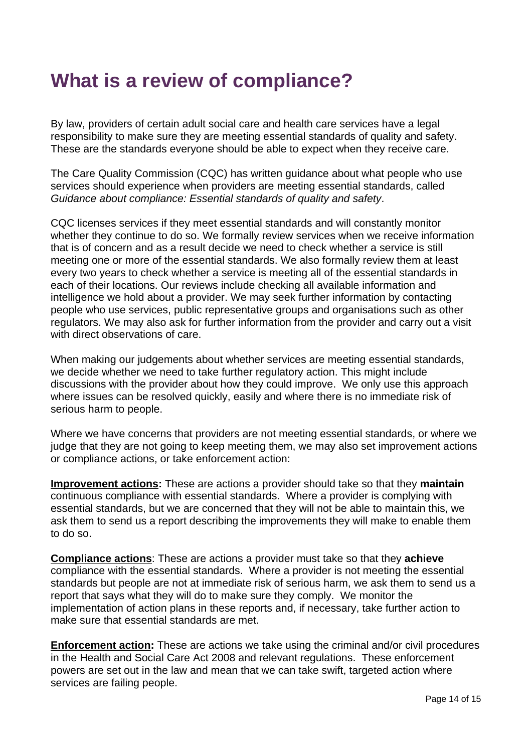# What is a review of compliance?

By law, providers of certain adult social care and health care services have a legal responsibility to make sure they are meeting essential standards of quality and safety. These are the standards everyone should be able to expect when they receive care.

The Care Quality Commission (CQC) has written guidance about what people who use services should experience when providers are meeting essential standards, called *Guidance about compliance: Essential standards of quality and safety*.

CQC licenses services if they meet essential standards and will constantly monitor whether they continue to do so. We formally review services when we receive information that is of concern and as a result decide we need to check whether a service is still meeting one or more of the essential standards. We also formally review them at least every two years to check whether a service is meeting all of the essential standards in each of their locations. Our reviews include checking all available information and intelligence we hold about a provider. We may seek further information by contacting people who use services, public representative groups and organisations such as other regulators. We may also ask for further information from the provider and carry out a visit with direct observations of care.

When making our judgements about whether services are meeting essential standards, we decide whether we need to take further regulatory action. This might include discussions with the provider about how they could improve. We only use this approach where issues can be resolved quickly, easily and where there is no immediate risk of serious harm to people.

Where we have concerns that providers are not meeting essential standards, or where we judge that they are not going to keep meeting them, we may also set improvement actions or compliance actions, or take enforcement action:

**Improvement actions:** These are actions a provider should take so that they **maintain** continuous compliance with essential standards. Where a provider is complying with essential standards, but we are concerned that they will not be able to maintain this, we ask them to send us a report describing the improvements they will make to enable them to do so.

**Compliance actions**: These are actions a provider must take so that they **achieve** compliance with the essential standards. Where a provider is not meeting the essential standards but people are not at immediate risk of serious harm, we ask them to send us a report that says what they will do to make sure they comply. We monitor the implementation of action plans in these reports and, if necessary, take further action to make sure that essential standards are met.

**Enforcement action:** These are actions we take using the criminal and/or civil procedures in the Health and Social Care Act 2008 and relevant regulations. These enforcement powers are set out in the law and mean that we can take swift, targeted action where services are failing people.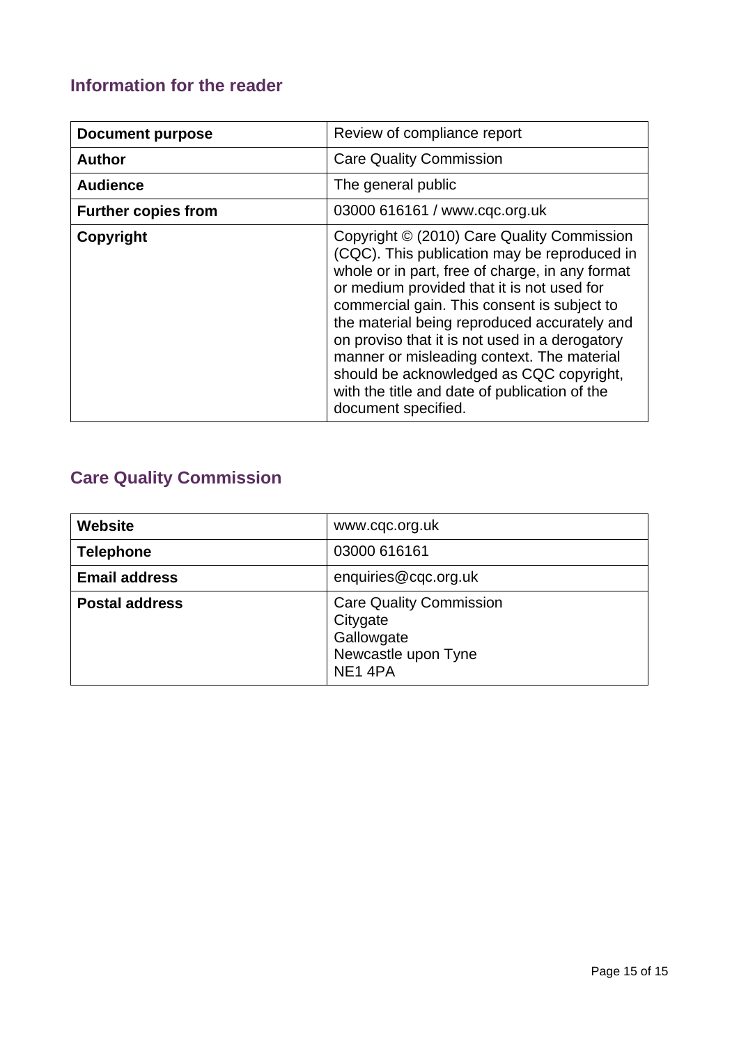## Information for the reader

| | |
|---|---|
| **Document purpose** | Review of compliance report |
| **Author** | Care Quality Commission |
| **Audience** | The general public |
| **Further copies from** | 03000 616161 / www.cqc.org.uk |
| **Copyright** | Copyright © (2010) Care Quality Commission (CQC). This publication may be reproduced in whole or in part, free of charge, in any format or medium provided that it is not used for commercial gain. This consent is subject to the material being reproduced accurately and on proviso that it is not used in a derogatory manner or misleading context. The material should be acknowledged as CQC copyright, with the title and date of publication of the document specified. |

## Care Quality Commission

| | |
|---|---|
| **Website** | www.cqc.org.uk |
| **Telephone** | 03000 616161 |
| **Email address** | enquiries@cqc.org.uk |
| **Postal address** | Care Quality Commission<br>Citygate<br>Gallowgate<br>Newcastle upon Tyne<br>NE1 4PA |